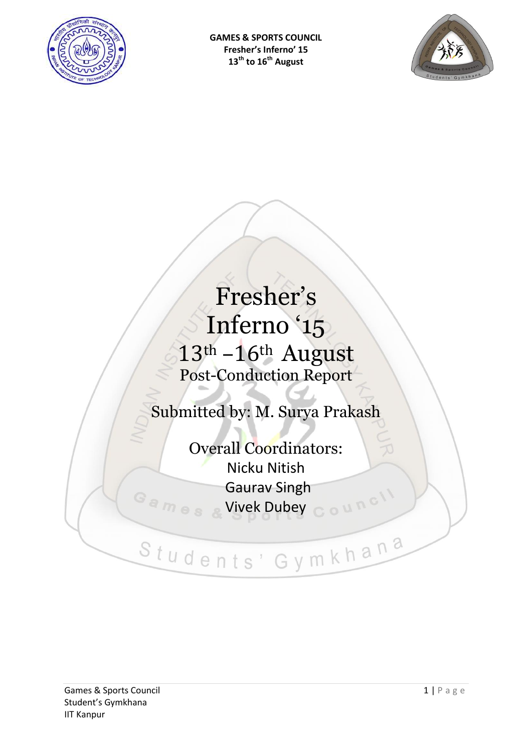# Fresher's Inferno '15

## 13th –16th August

### Post-Conduction Report

Submitted by: M. Surya Prakash

Overall Coordinators:

Nicku Nitish

Gaurav Singh

Vivek Dubey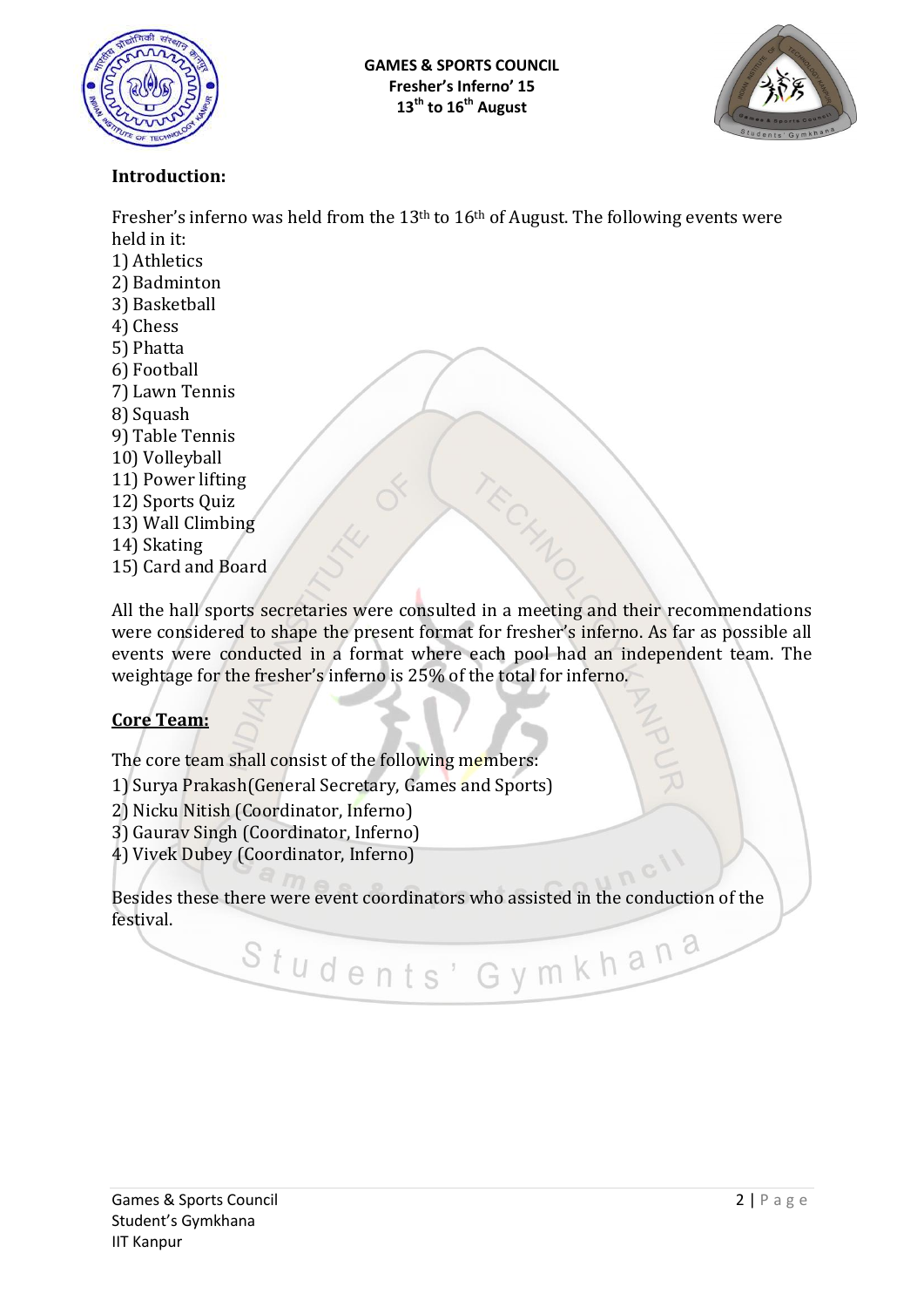## Introduction:

Fresher's inferno was held from the 13th to 16th of August. The following events were held in it:

1) Athletics
2) Badminton
3) Basketball
4) Chess
5) Phatta
6) Football
7) Lawn Tennis
8) Squash
9) Table Tennis
10) Volleyball
11) Power lifting
12) Sports Quiz
13) Wall Climbing
14) Skating
15) Card and Board

All the hall sports secretaries were consulted in a meeting and their recommendations were considered to shape the present format for fresher's inferno. As far as possible all events were conducted in a format where each pool had an independent team. The weightage for the fresher's inferno is 25% of the total for inferno.

## Core Team:

The core team shall consist of the following members:

1) Surya Prakash(General Secretary, Games and Sports)
2) Nicku Nitish (Coordinator, Inferno)
3) Gaurav Singh (Coordinator, Inferno)
4) Vivek Dubey (Coordinator, Inferno)

Besides these there were event coordinators who assisted in the conduction of the festival.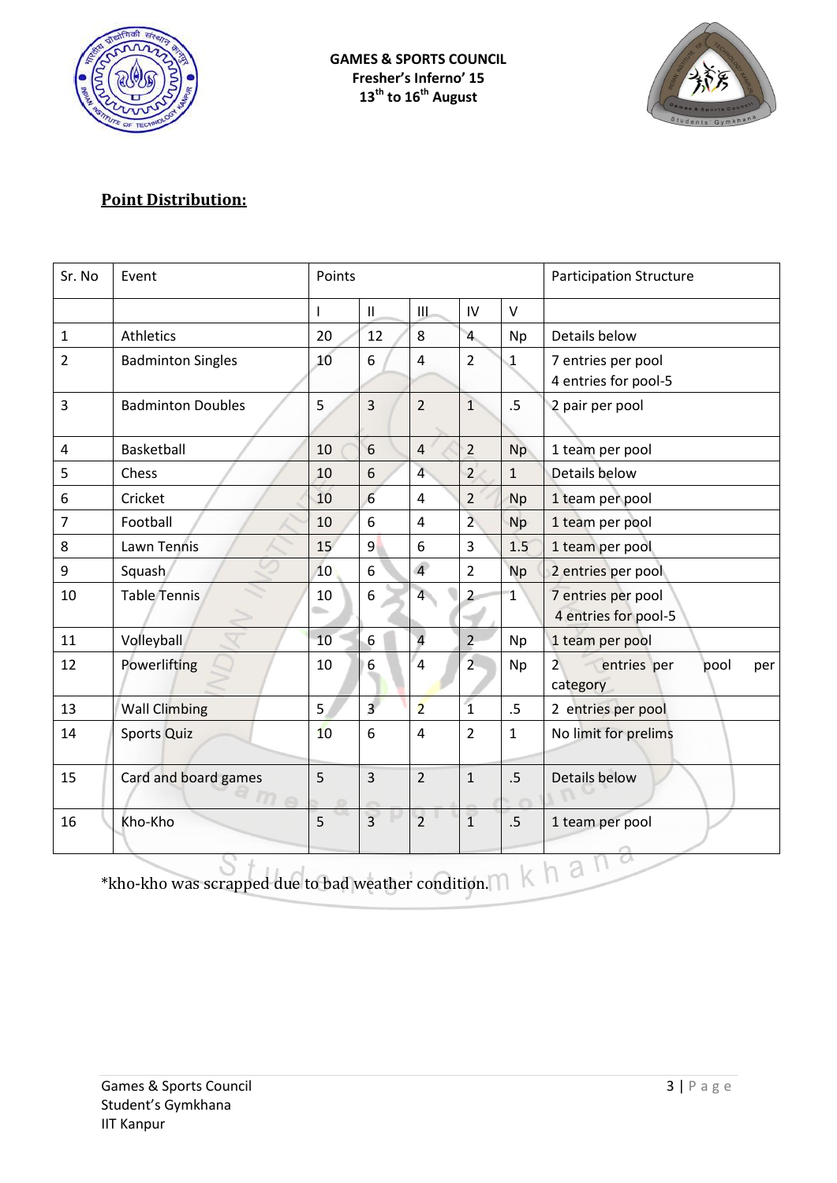## Point Distribution:

| Sr. No | Event | Points | | | | | Participation Structure |
|---|---|---|---|---|---|---|---|
| | | I | II | III | IV | V | |
| 1 | Athletics | 20 | 12 | 8 | 4 | Np | Details below |
| 2 | Badminton Singles | 10 | 6 | 4 | 2 | 1 | 7 entries per pool 4 entries for pool-5 |
| 3 | Badminton Doubles | 5 | 3 | 2 | 1 | .5 | 2 pair per pool |
| 4 | Basketball | 10 | 6 | 4 | 2 | Np | 1 team per pool |
| 5 | Chess | 10 | 6 | 4 | 2 | 1 | Details below |
| 6 | Cricket | 10 | 6 | 4 | 2 | Np | 1 team per pool |
| 7 | Football | 10 | 6 | 4 | 2 | Np | 1 team per pool |
| 8 | Lawn Tennis | 15 | 9 | 6 | 3 | 1.5 | 1 team per pool |
| 9 | Squash | 10 | 6 | 4 | 2 | Np | 2 entries per pool |
| 10 | Table Tennis | 10 | 6 | 4 | 2 | 1 | 7 entries per pool 4 entries for pool-5 |
| 11 | Volleyball | 10 | 6 | 4 | 2 | Np | 1 team per pool |
| 12 | Powerlifting | 10 | 6 | 4 | 2 | Np | 2 entries per pool per category |
| 13 | Wall Climbing | 5 | 3 | 2 | 1 | .5 | 2 entries per pool |
| 14 | Sports Quiz | 10 | 6 | 4 | 2 | 1 | No limit for prelims |
| 15 | Card and board games | 5 | 3 | 2 | 1 | .5 | Details below |
| 16 | Kho-Kho | 5 | 3 | 2 | 1 | .5 | 1 team per pool |

*kho-kho was scrapped due to bad weather condition.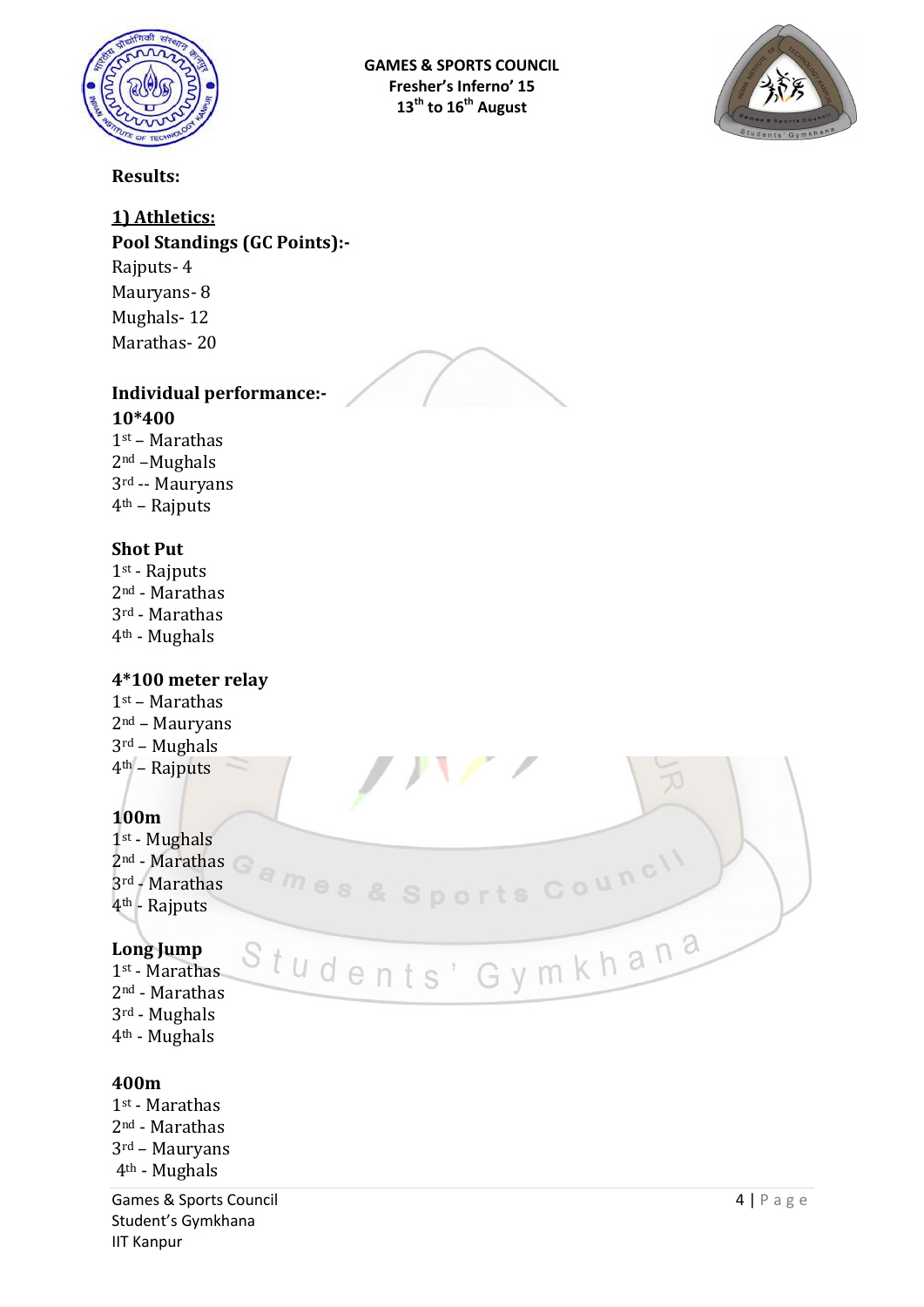**Results:**

## <u>1) Athletics:</u>

**Pool Standings (GC Points):-**

Rajputs- 4
Mauryans- 8
Mughals- 12
Marathas- 20

**Individual performance:-**

**10*400**

1st – Marathas
2nd –Mughals
3rd -- Mauryans
4th – Rajputs

**Shot Put**

1st - Rajputs
2nd - Marathas
3rd - Marathas
4th - Mughals

**4*100 meter relay**

1st – Marathas
2nd – Mauryans
3rd – Mughals
4th – Rajputs

**100m**

1st - Mughals
2nd - Marathas
3rd - Marathas
4th - Rajputs

**Long Jump**

1st - Marathas
2nd - Marathas
3rd - Mughals
4th - Mughals

**400m**

1st - Marathas
2nd - Marathas
3rd – Mauryans
4th - Mughals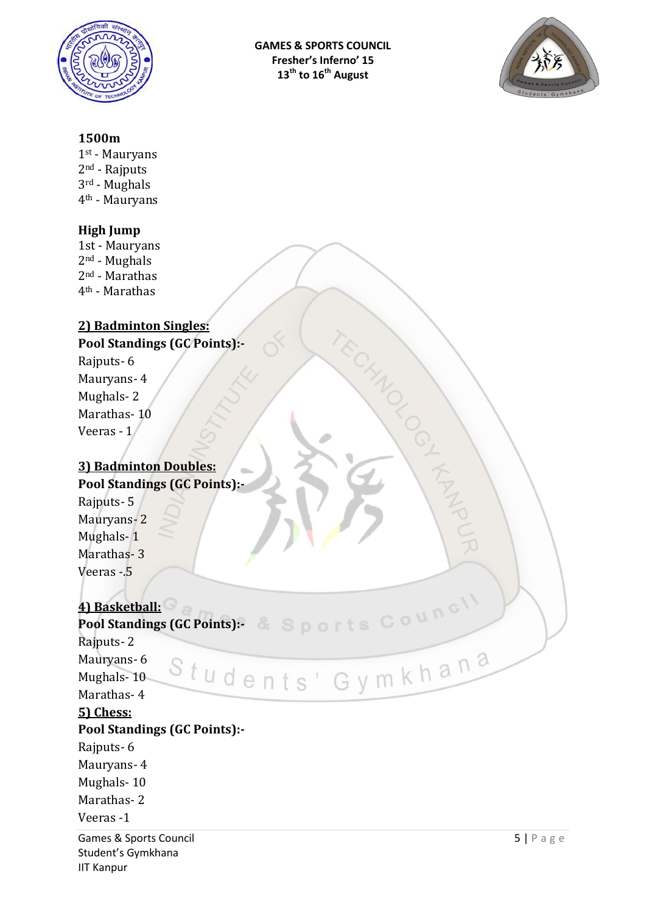**1500m**

1st - Mauryans
2nd - Rajputs
3rd - Mughals
4th - Mauryans

**High Jump**

1st - Mauryans
2nd - Mughals
2nd - Marathas
4th - Marathas

## 2) Badminton Singles:

**Pool Standings (GC Points):-**

Rajputs- 6
Mauryans- 4
Mughals- 2
Marathas- 10
Veeras - 1

## 3) Badminton Doubles:

**Pool Standings (GC Points):-**

Rajputs- 5
Mauryans- 2
Mughals- 1
Marathas- 3
Veeras -.5

## 4) Basketball:

**Pool Standings (GC Points):-**

Rajputs- 2
Mauryans- 6
Mughals- 10
Marathas- 4

## 5) Chess:

**Pool Standings (GC Points):-**

Rajputs- 6
Mauryans- 4
Mughals- 10
Marathas- 2
Veeras -1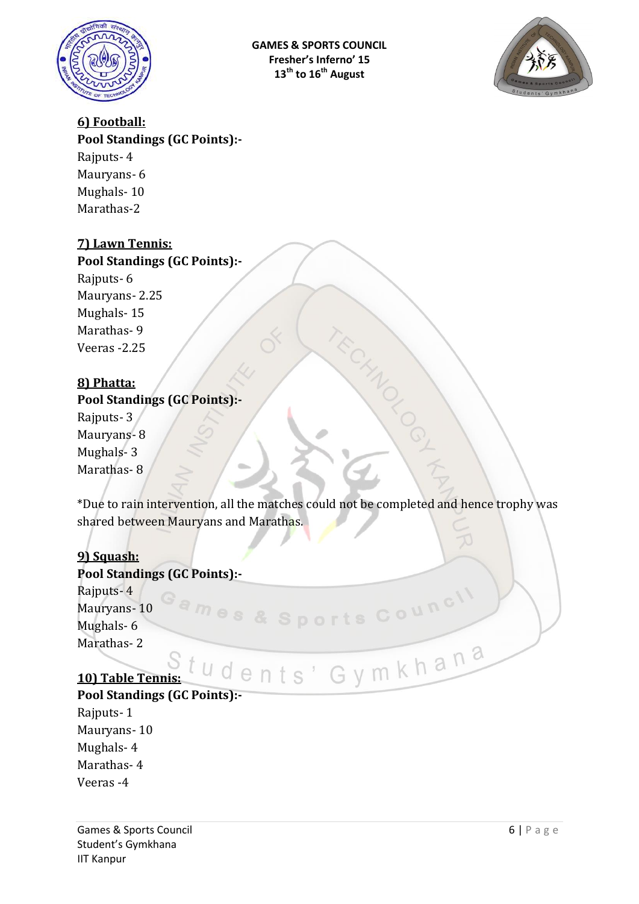### 6) Football:

**Pool Standings (GC Points):-**

Rajputs- 4
Mauryans- 6
Mughals- 10
Marathas-2

### 7) Lawn Tennis:

**Pool Standings (GC Points):-**

Rajputs- 6
Mauryans- 2.25
Mughals- 15
Marathas- 9
Veeras -2.25

### 8) Phatta:

**Pool Standings (GC Points):-**

Rajputs- 3
Mauryans- 8
Mughals- 3
Marathas- 8

*Due to rain intervention, all the matches could not be completed and hence trophy was shared between Mauryans and Marathas.

### 9) Squash:

**Pool Standings (GC Points):-**

Rajputs- 4
Mauryans- 10
Mughals- 6
Marathas- 2

### 10) Table Tennis:

**Pool Standings (GC Points):-**

Rajputs- 1
Mauryans- 10
Mughals- 4
Marathas- 4
Veeras -4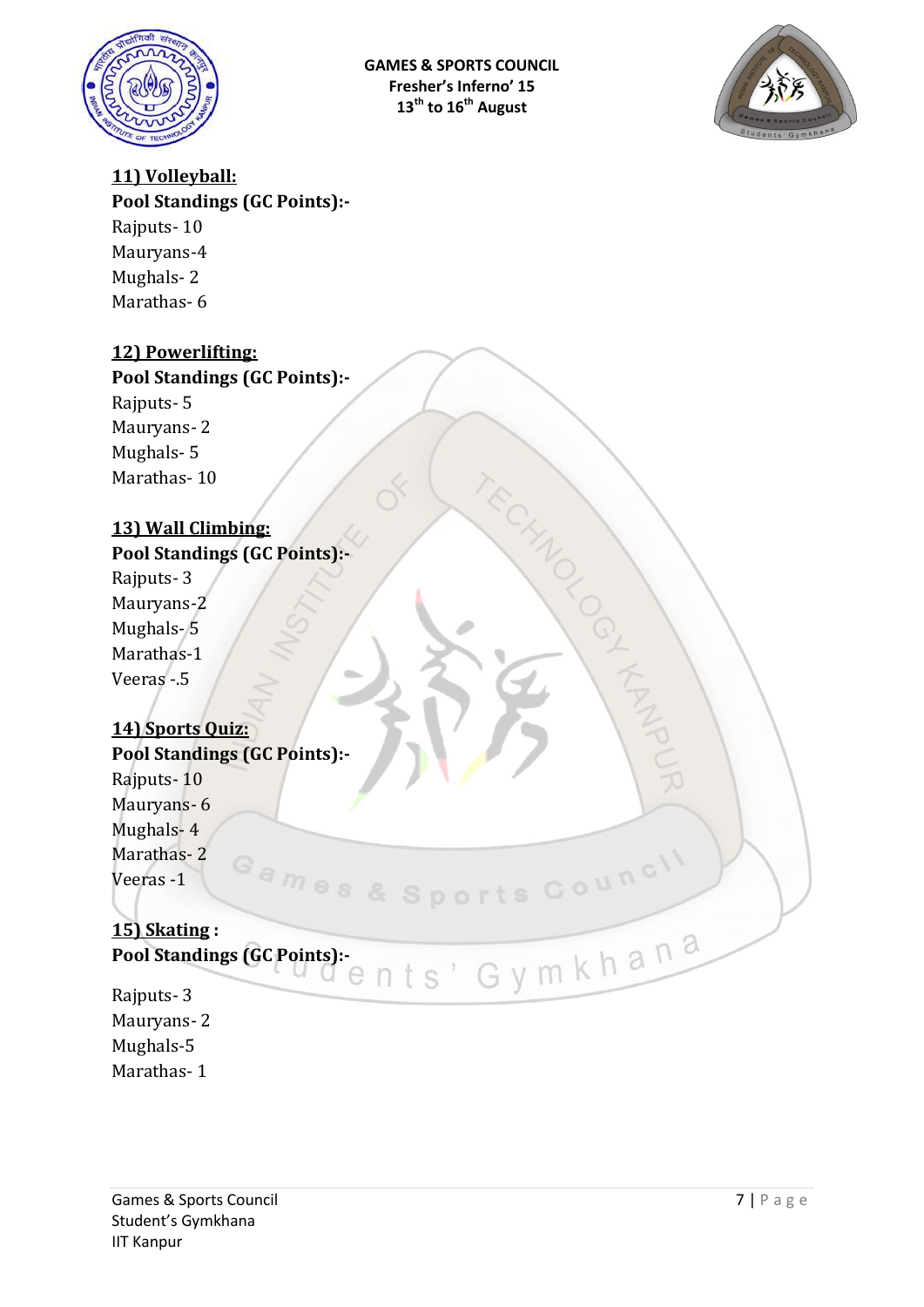**11) Volleyball:**

**Pool Standings (GC Points):-**

Rajputs- 10
Mauryans-4
Mughals- 2
Marathas- 6

**12) Powerlifting:**

**Pool Standings (GC Points):-**

Rajputs- 5
Mauryans- 2
Mughals- 5
Marathas- 10

**13) Wall Climbing:**

**Pool Standings (GC Points):-**

Rajputs- 3
Mauryans-2
Mughals- 5
Marathas-1
Veeras -.5

**14) Sports Quiz:**

**Pool Standings (GC Points):-**

Rajputs- 10
Mauryans- 6
Mughals- 4
Marathas- 2
Veeras -1

**15) Skating :**

**Pool Standings (GC Points):-**

Rajputs- 3
Mauryans- 2
Mughals-5
Marathas- 1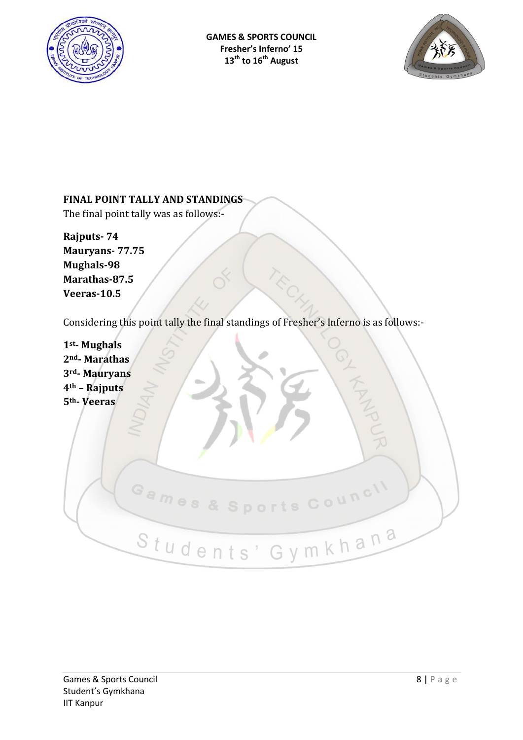**FINAL POINT TALLY AND STANDINGS**

The final point tally was as follows:-

**Rajputs- 74**
**Mauryans- 77.75**
**Mughals-98**
**Marathas-87.5**
**Veeras-10.5**

Considering this point tally the final standings of Fresher's Inferno is as follows:-

**1st- Mughals**
**2nd- Marathas**
**3rd- Mauryans**
**4th – Rajputs**
**5th- Veeras**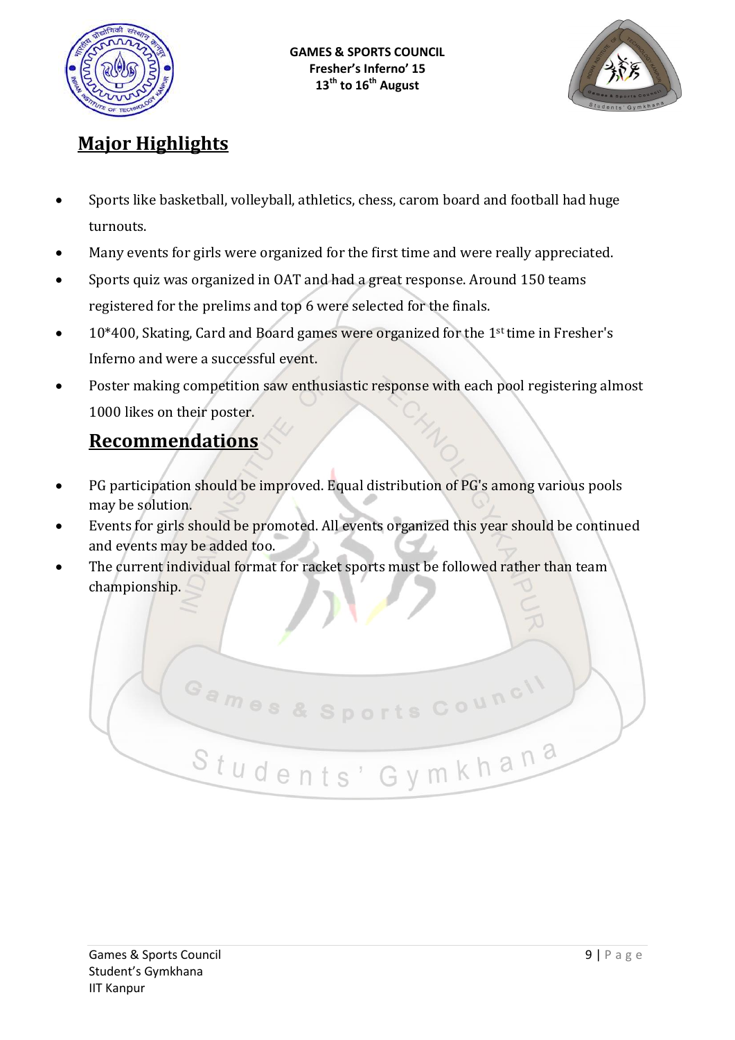## Major Highlights

- Sports like basketball, volleyball, athletics, chess, carom board and football had huge turnouts.
- Many events for girls were organized for the first time and were really appreciated.
- Sports quiz was organized in OAT and had a great response. Around 150 teams registered for the prelims and top 6 were selected for the finals.
- 10*400, Skating, Card and Board games were organized for the 1st time in Fresher's Inferno and were a successful event.
- Poster making competition saw enthusiastic response with each pool registering almost 1000 likes on their poster.

## Recommendations

- PG participation should be improved. Equal distribution of PG's among various pools may be solution.
- Events for girls should be promoted. All events organized this year should be continued and events may be added too.
- The current individual format for racket sports must be followed rather than team championship.